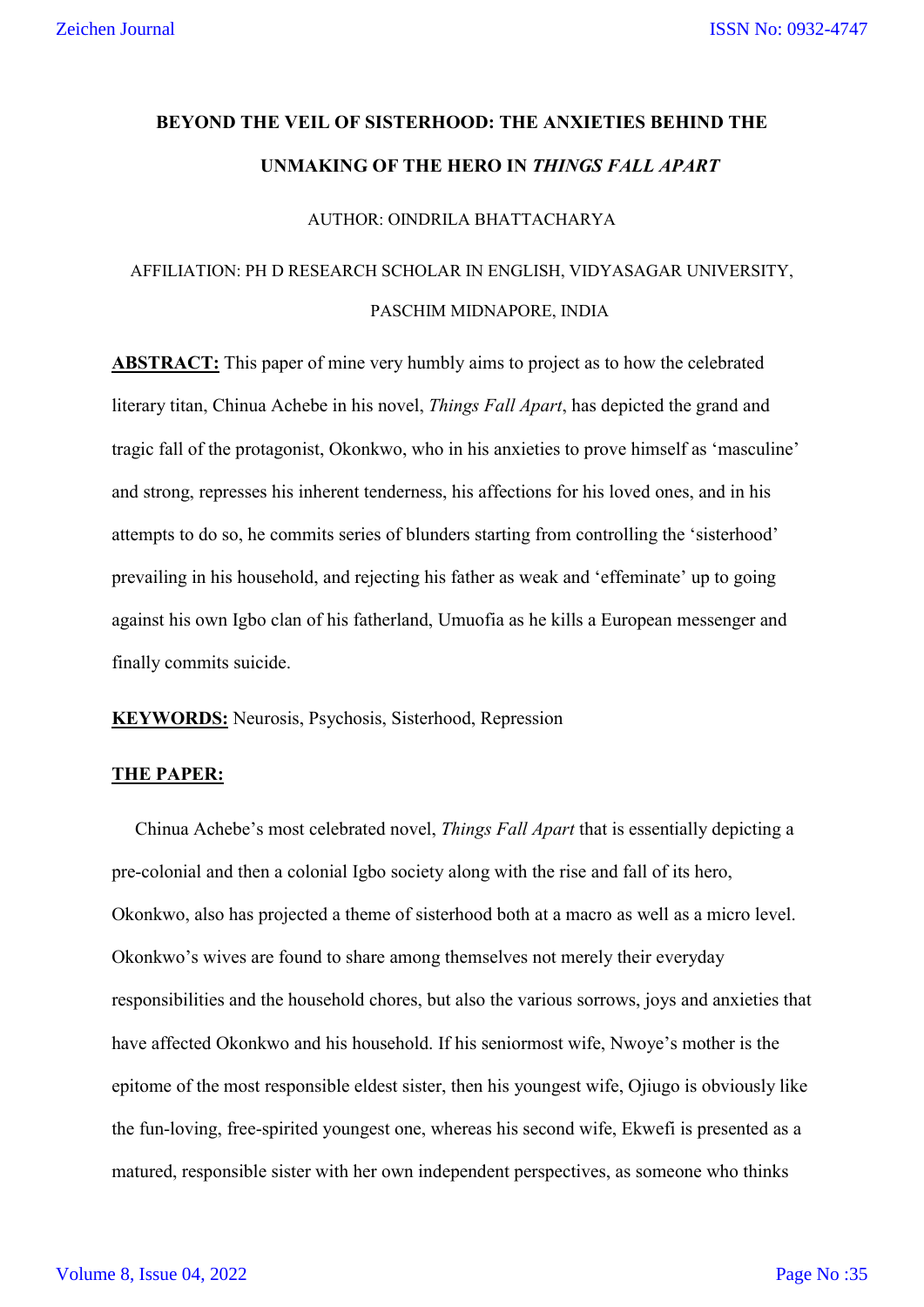# BEYOND THE VEIL OF SISTERHOOD: THE ANXIETIES BEHIND THE UNMAKING OF THE HERO IN *THINGS FALL APART*

AUTHOR: OINDRILA BHATTACHARYA

AFFILIATION: PH D RESEARCH SCHOLAR IN ENGLISH, VIDYASAGAR UNIVERSITY, PASCHIM MIDNAPORE, INDIA

**ABSTRACT:** This paper of mine very humbly aims to project as to how the celebrated literary titan, Chinua Achebe in his novel, *Things Fall Apart*, has depicted the grand and tragic fall of the protagonist, Okonkwo, who in his anxieties to prove himself as 'masculine' and strong, represses his inherent tenderness, his affections for his loved ones, and in his attempts to do so, he commits series of blunders starting from controlling the 'sisterhood' prevailing in his household, and rejecting his father as weak and 'effeminate' up to going against his own Igbo clan of his fatherland, Umuofia as he kills a European messenger and finally commits suicide.

**KEYWORDS:** Neurosis, Psychosis, Sisterhood, Repression

## THE PAPER:

Chinua Achebe's most celebrated novel, *Things Fall Apart* that is essentially depicting a pre-colonial and then a colonial Igbo society along with the rise and fall of its hero, Okonkwo, also has projected a theme of sisterhood both at a macro as well as a micro level. Okonkwo's wives are found to share among themselves not merely their everyday responsibilities and the household chores, but also the various sorrows, joys and anxieties that have affected Okonkwo and his household. If his seniormost wife, Nwoye's mother is the epitome of the most responsible eldest sister, then his youngest wife, Ojiugo is obviously like the fun-loving, free-spirited youngest one, whereas his second wife, Ekwefi is presented as a matured, responsible sister with her own independent perspectives, as someone who thinks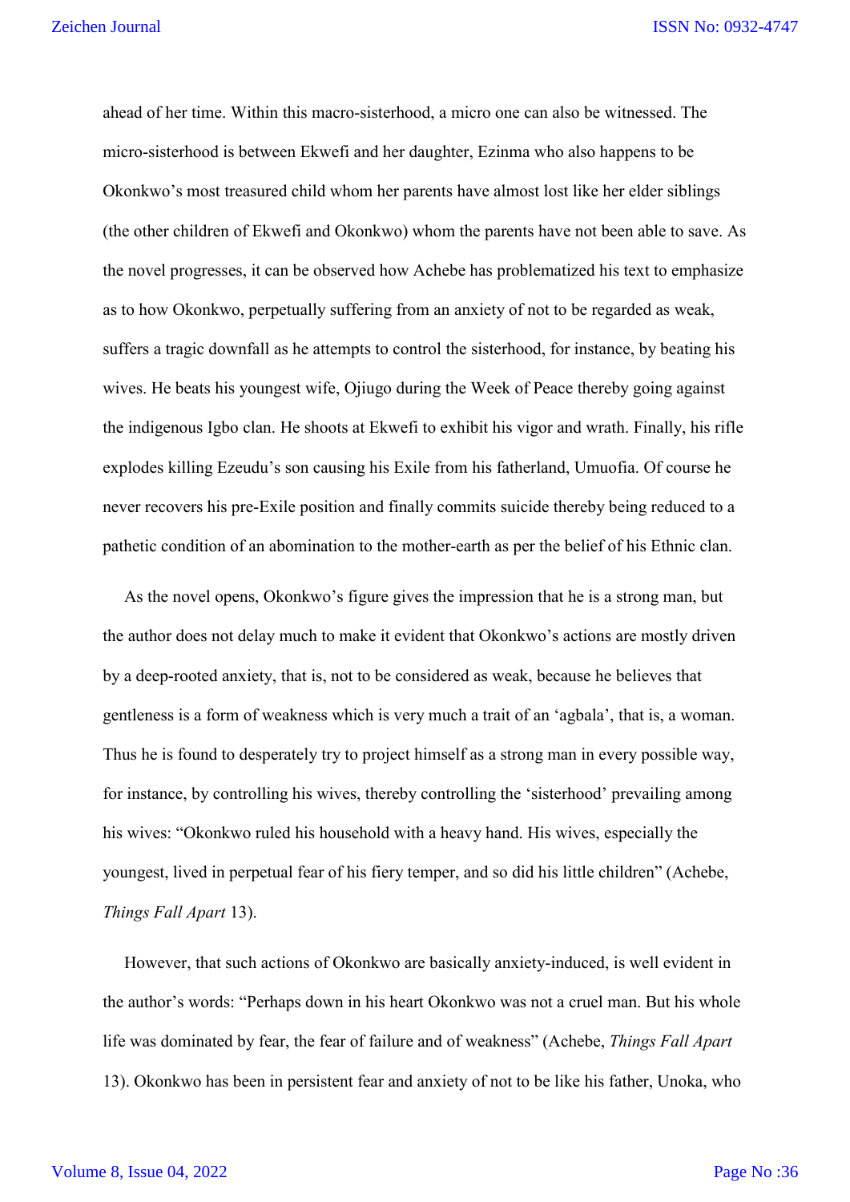ahead of her time. Within this macro-sisterhood, a micro one can also be witnessed. The micro-sisterhood is between Ekwefi and her daughter, Ezinma who also happens to be Okonkwo's most treasured child whom her parents have almost lost like her elder siblings (the other children of Ekwefi and Okonkwo) whom the parents have not been able to save. As the novel progresses, it can be observed how Achebe has problematized his text to emphasize as to how Okonkwo, perpetually suffering from an anxiety of not to be regarded as weak, suffers a tragic downfall as he attempts to control the sisterhood, for instance, by beating his wives. He beats his youngest wife, Ojiugo during the Week of Peace thereby going against the indigenous Igbo clan. He shoots at Ekwefi to exhibit his vigor and wrath. Finally, his rifle explodes killing Ezeudu's son causing his Exile from his fatherland, Umuofia. Of course he never recovers his pre-Exile position and finally commits suicide thereby being reduced to a pathetic condition of an abomination to the mother-earth as per the belief of his Ethnic clan.

As the novel opens, Okonkwo's figure gives the impression that he is a strong man, but the author does not delay much to make it evident that Okonkwo's actions are mostly driven by a deep-rooted anxiety, that is, not to be considered as weak, because he believes that gentleness is a form of weakness which is very much a trait of an 'agbala', that is, a woman. Thus he is found to desperately try to project himself as a strong man in every possible way, for instance, by controlling his wives, thereby controlling the 'sisterhood' prevailing among his wives: "Okonkwo ruled his household with a heavy hand. His wives, especially the youngest, lived in perpetual fear of his fiery temper, and so did his little children" (Achebe, *Things Fall Apart* 13).

However, that such actions of Okonkwo are basically anxiety-induced, is well evident in the author's words: "Perhaps down in his heart Okonkwo was not a cruel man. But his whole life was dominated by fear, the fear of failure and of weakness" (Achebe, *Things Fall Apart* 13). Okonkwo has been in persistent fear and anxiety of not to be like his father, Unoka, who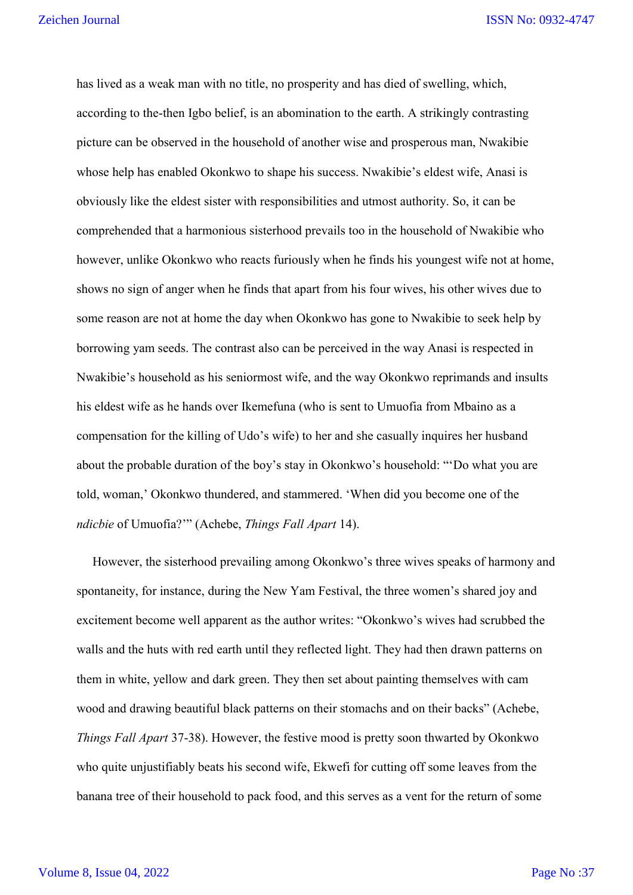has lived as a weak man with no title, no prosperity and has died of swelling, which, according to the-then Igbo belief, is an abomination to the earth. A strikingly contrasting picture can be observed in the household of another wise and prosperous man, Nwakibie whose help has enabled Okonkwo to shape his success. Nwakibie's eldest wife, Anasi is obviously like the eldest sister with responsibilities and utmost authority. So, it can be comprehended that a harmonious sisterhood prevails too in the household of Nwakibie who however, unlike Okonkwo who reacts furiously when he finds his youngest wife not at home, shows no sign of anger when he finds that apart from his four wives, his other wives due to some reason are not at home the day when Okonkwo has gone to Nwakibie to seek help by borrowing yam seeds. The contrast also can be perceived in the way Anasi is respected in Nwakibie's household as his seniormost wife, and the way Okonkwo reprimands and insults his eldest wife as he hands over Ikemefuna (who is sent to Umuofia from Mbaino as a compensation for the killing of Udo's wife) to her and she casually inquires her husband about the probable duration of the boy's stay in Okonkwo's household: "'Do what you are told, woman,' Okonkwo thundered, and stammered. 'When did you become one of the *ndicbie* of Umuofia?'" (Achebe, *Things Fall Apart* 14).

However, the sisterhood prevailing among Okonkwo's three wives speaks of harmony and spontaneity, for instance, during the New Yam Festival, the three women's shared joy and excitement become well apparent as the author writes: "Okonkwo's wives had scrubbed the walls and the huts with red earth until they reflected light. They had then drawn patterns on them in white, yellow and dark green. They then set about painting themselves with cam wood and drawing beautiful black patterns on their stomachs and on their backs" (Achebe, *Things Fall Apart* 37-38). However, the festive mood is pretty soon thwarted by Okonkwo who quite unjustifiably beats his second wife, Ekwefi for cutting off some leaves from the banana tree of their household to pack food, and this serves as a vent for the return of some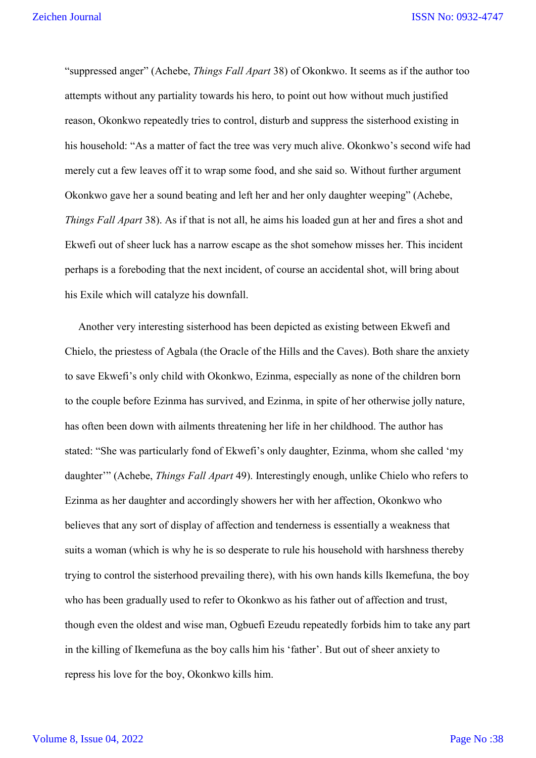"suppressed anger" (Achebe, *Things Fall Apart* 38) of Okonkwo. It seems as if the author too attempts without any partiality towards his hero, to point out how without much justified reason, Okonkwo repeatedly tries to control, disturb and suppress the sisterhood existing in his household: "As a matter of fact the tree was very much alive. Okonkwo's second wife had merely cut a few leaves off it to wrap some food, and she said so. Without further argument Okonkwo gave her a sound beating and left her and her only daughter weeping" (Achebe, *Things Fall Apart* 38). As if that is not all, he aims his loaded gun at her and fires a shot and Ekwefi out of sheer luck has a narrow escape as the shot somehow misses her. This incident perhaps is a foreboding that the next incident, of course an accidental shot, will bring about his Exile which will catalyze his downfall.

Another very interesting sisterhood has been depicted as existing between Ekwefi and Chielo, the priestess of Agbala (the Oracle of the Hills and the Caves). Both share the anxiety to save Ekwefi's only child with Okonkwo, Ezinma, especially as none of the children born to the couple before Ezinma has survived, and Ezinma, in spite of her otherwise jolly nature, has often been down with ailments threatening her life in her childhood. The author has stated: "She was particularly fond of Ekwefi's only daughter, Ezinma, whom she called 'my daughter'" (Achebe, *Things Fall Apart* 49). Interestingly enough, unlike Chielo who refers to Ezinma as her daughter and accordingly showers her with her affection, Okonkwo who believes that any sort of display of affection and tenderness is essentially a weakness that suits a woman (which is why he is so desperate to rule his household with harshness thereby trying to control the sisterhood prevailing there), with his own hands kills Ikemefuna, the boy who has been gradually used to refer to Okonkwo as his father out of affection and trust, though even the oldest and wise man, Ogbuefi Ezeudu repeatedly forbids him to take any part in the killing of Ikemefuna as the boy calls him his 'father'. But out of sheer anxiety to repress his love for the boy, Okonkwo kills him.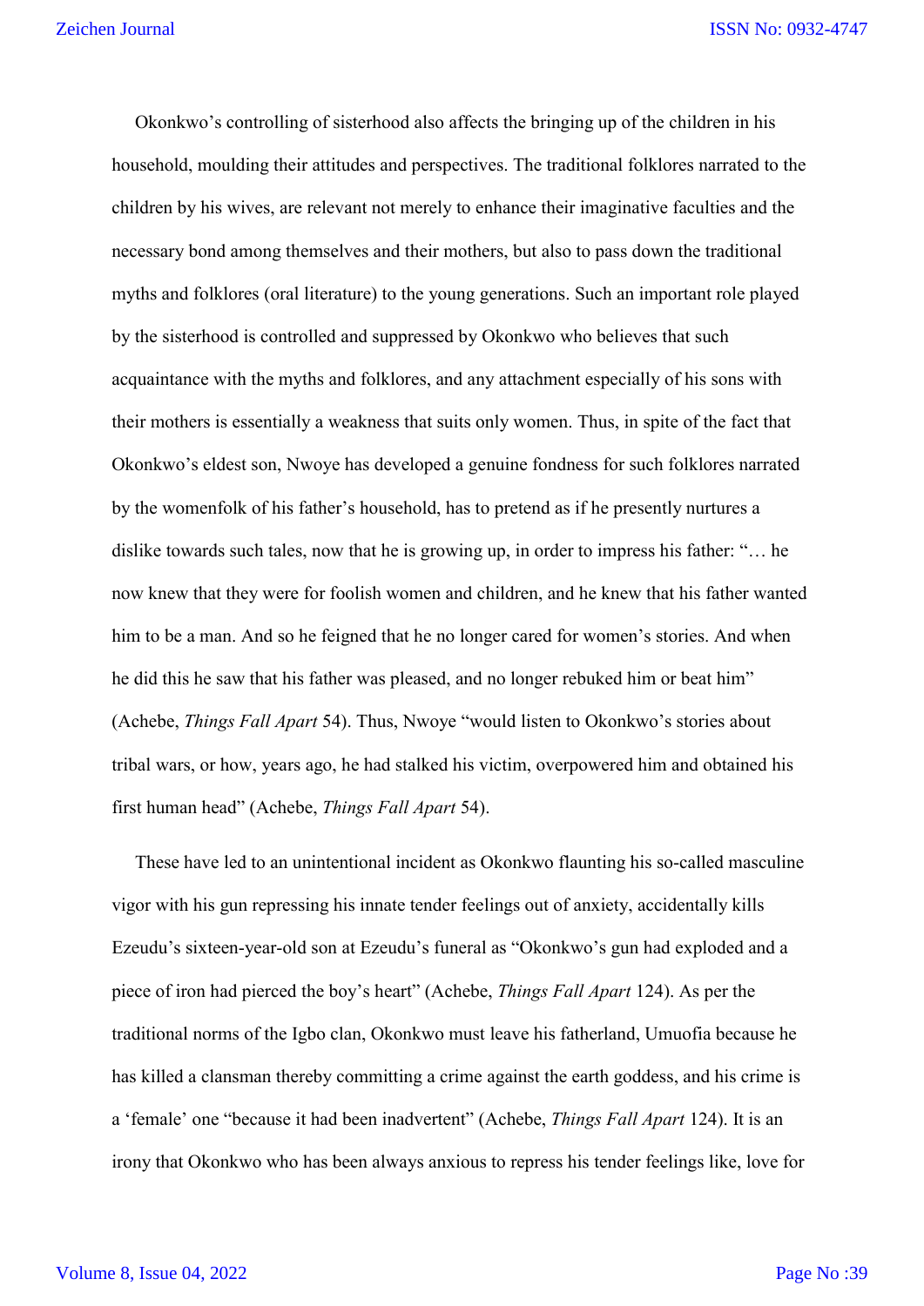Okonkwo's controlling of sisterhood also affects the bringing up of the children in his household, moulding their attitudes and perspectives. The traditional folklores narrated to the children by his wives, are relevant not merely to enhance their imaginative faculties and the necessary bond among themselves and their mothers, but also to pass down the traditional myths and folklores (oral literature) to the young generations. Such an important role played by the sisterhood is controlled and suppressed by Okonkwo who believes that such acquaintance with the myths and folklores, and any attachment especially of his sons with their mothers is essentially a weakness that suits only women. Thus, in spite of the fact that Okonkwo's eldest son, Nwoye has developed a genuine fondness for such folklores narrated by the womenfolk of his father's household, has to pretend as if he presently nurtures a dislike towards such tales, now that he is growing up, in order to impress his father: "… he now knew that they were for foolish women and children, and he knew that his father wanted him to be a man. And so he feigned that he no longer cared for women's stories. And when he did this he saw that his father was pleased, and no longer rebuked him or beat him" (Achebe, *Things Fall Apart* 54). Thus, Nwoye "would listen to Okonkwo's stories about tribal wars, or how, years ago, he had stalked his victim, overpowered him and obtained his first human head" (Achebe, *Things Fall Apart* 54).

These have led to an unintentional incident as Okonkwo flaunting his so-called masculine vigor with his gun repressing his innate tender feelings out of anxiety, accidentally kills Ezeudu's sixteen-year-old son at Ezeudu's funeral as "Okonkwo's gun had exploded and a piece of iron had pierced the boy's heart" (Achebe, *Things Fall Apart* 124). As per the traditional norms of the Igbo clan, Okonkwo must leave his fatherland, Umuofia because he has killed a clansman thereby committing a crime against the earth goddess, and his crime is a 'female' one "because it had been inadvertent" (Achebe, *Things Fall Apart* 124). It is an irony that Okonkwo who has been always anxious to repress his tender feelings like, love for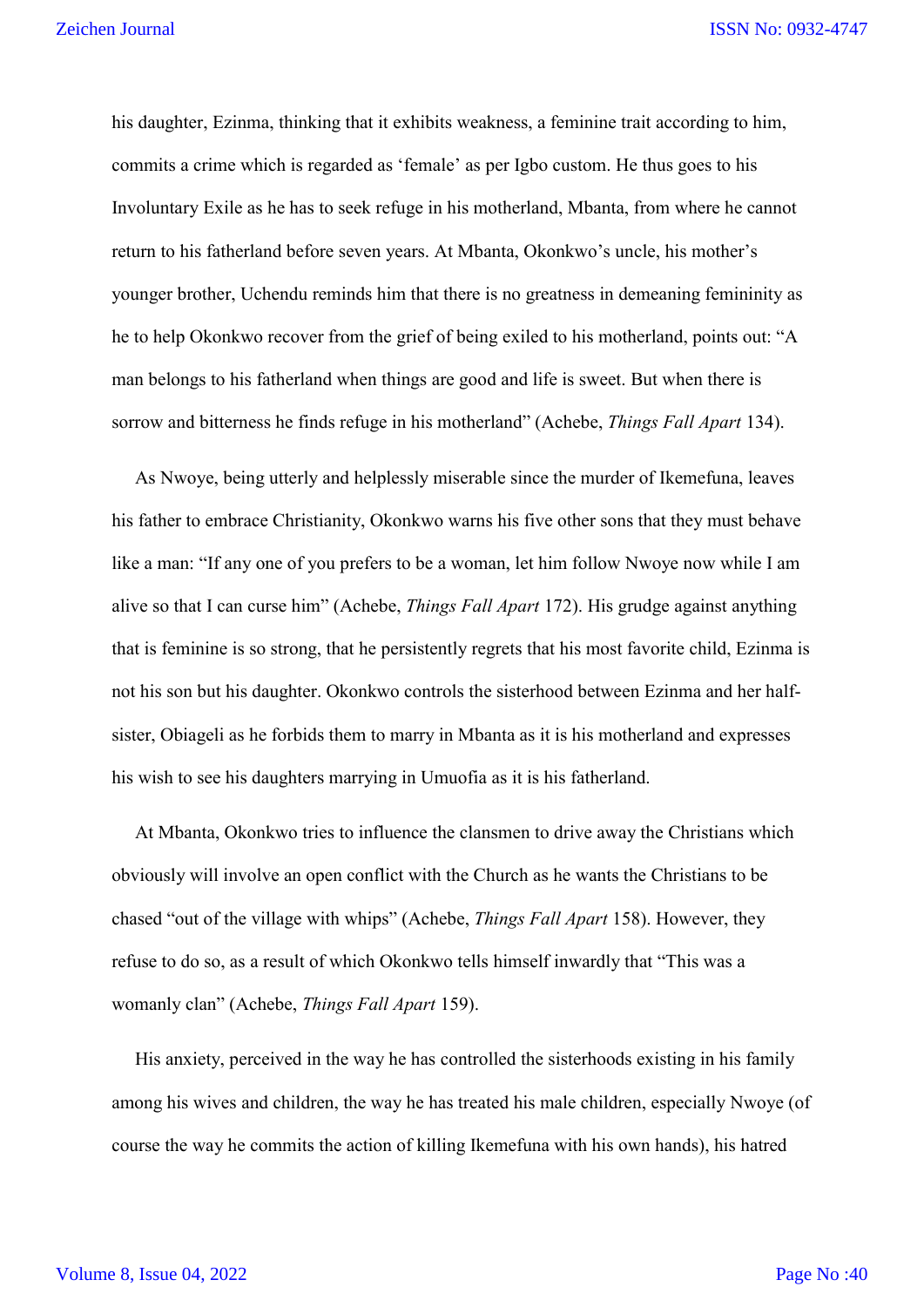his daughter, Ezinma, thinking that it exhibits weakness, a feminine trait according to him, commits a crime which is regarded as 'female' as per Igbo custom. He thus goes to his Involuntary Exile as he has to seek refuge in his motherland, Mbanta, from where he cannot return to his fatherland before seven years. At Mbanta, Okonkwo's uncle, his mother's younger brother, Uchendu reminds him that there is no greatness in demeaning femininity as he to help Okonkwo recover from the grief of being exiled to his motherland, points out: "A man belongs to his fatherland when things are good and life is sweet. But when there is sorrow and bitterness he finds refuge in his motherland" (Achebe, *Things Fall Apart* 134).

As Nwoye, being utterly and helplessly miserable since the murder of Ikemefuna, leaves his father to embrace Christianity, Okonkwo warns his five other sons that they must behave like a man: "If any one of you prefers to be a woman, let him follow Nwoye now while I am alive so that I can curse him" (Achebe, *Things Fall Apart* 172). His grudge against anything that is feminine is so strong, that he persistently regrets that his most favorite child, Ezinma is not his son but his daughter. Okonkwo controls the sisterhood between Ezinma and her half-sister, Obiageli as he forbids them to marry in Mbanta as it is his motherland and expresses his wish to see his daughters marrying in Umuofia as it is his fatherland.

At Mbanta, Okonkwo tries to influence the clansmen to drive away the Christians which obviously will involve an open conflict with the Church as he wants the Christians to be chased "out of the village with whips" (Achebe, *Things Fall Apart* 158). However, they refuse to do so, as a result of which Okonkwo tells himself inwardly that "This was a womanly clan" (Achebe, *Things Fall Apart* 159).

His anxiety, perceived in the way he has controlled the sisterhoods existing in his family among his wives and children, the way he has treated his male children, especially Nwoye (of course the way he commits the action of killing Ikemefuna with his own hands), his hatred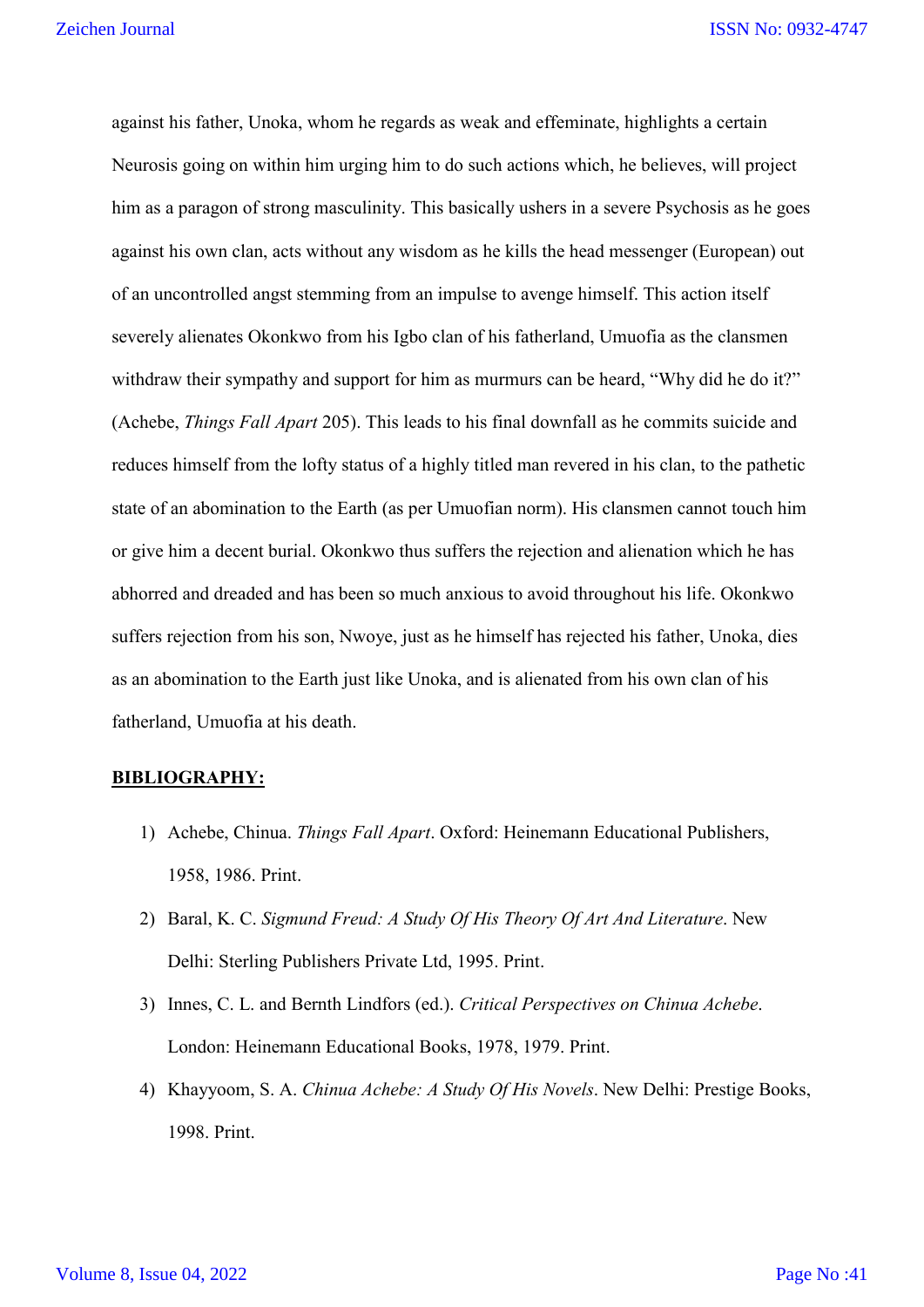against his father, Unoka, whom he regards as weak and effeminate, highlights a certain Neurosis going on within him urging him to do such actions which, he believes, will project him as a paragon of strong masculinity. This basically ushers in a severe Psychosis as he goes against his own clan, acts without any wisdom as he kills the head messenger (European) out of an uncontrolled angst stemming from an impulse to avenge himself. This action itself severely alienates Okonkwo from his Igbo clan of his fatherland, Umuofia as the clansmen withdraw their sympathy and support for him as murmurs can be heard, "Why did he do it?" (Achebe, *Things Fall Apart* 205). This leads to his final downfall as he commits suicide and reduces himself from the lofty status of a highly titled man revered in his clan, to the pathetic state of an abomination to the Earth (as per Umuofian norm). His clansmen cannot touch him or give him a decent burial. Okonkwo thus suffers the rejection and alienation which he has abhorred and dreaded and has been so much anxious to avoid throughout his life. Okonkwo suffers rejection from his son, Nwoye, just as he himself has rejected his father, Unoka, dies as an abomination to the Earth just like Unoka, and is alienated from his own clan of his fatherland, Umuofia at his death.

## **BIBLIOGRAPHY:**

1) Achebe, Chinua. *Things Fall Apart*. Oxford: Heinemann Educational Publishers, 1958, 1986. Print.
2) Baral, K. C. *Sigmund Freud: A Study Of His Theory Of Art And Literature*. New Delhi: Sterling Publishers Private Ltd, 1995. Print.
3) Innes, C. L. and Bernth Lindfors (ed.). *Critical Perspectives on Chinua Achebe*. London: Heinemann Educational Books, 1978, 1979. Print.
4) Khayyoom, S. A. *Chinua Achebe: A Study Of His Novels*. New Delhi: Prestige Books, 1998. Print.